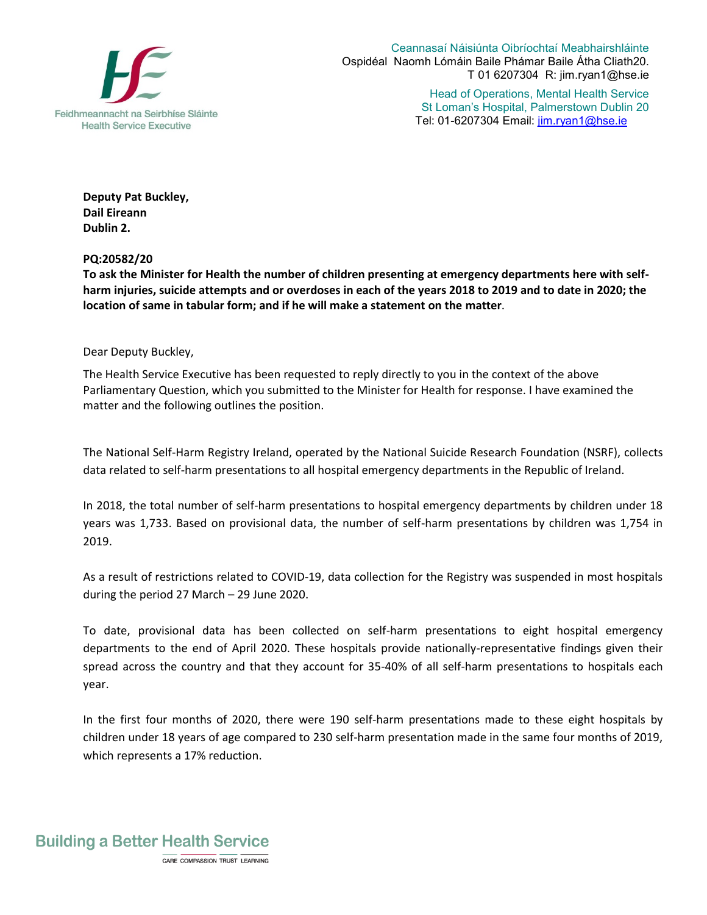Feidhmeannacht na Seirbhíse Sláinte
Health Service Executive

Ceannasaí Náisiúnta Oibríochtaí Meabhairshláinte
Ospidéal Naomh Lómáin Baile Phámar Baile Átha Cliath20.
T 01 6207304 R: jim.ryan1@hse.ie

Head of Operations, Mental Health Service
St Loman's Hospital, Palmerstown Dublin 20
Tel: 01-6207304 Email: jim.ryan1@hse.ie

**Deputy Pat Buckley,**
**Dail Eireann**
**Dublin 2.**

**PQ:20582/20**
**To ask the Minister for Health the number of children presenting at emergency departments here with self-harm injuries, suicide attempts and or overdoses in each of the years 2018 to 2019 and to date in 2020; the location of same in tabular form; and if he will make a statement on the matter.**

Dear Deputy Buckley,

The Health Service Executive has been requested to reply directly to you in the context of the above Parliamentary Question, which you submitted to the Minister for Health for response. I have examined the matter and the following outlines the position.

The National Self-Harm Registry Ireland, operated by the National Suicide Research Foundation (NSRF), collects data related to self-harm presentations to all hospital emergency departments in the Republic of Ireland.

In 2018, the total number of self-harm presentations to hospital emergency departments by children under 18 years was 1,733. Based on provisional data, the number of self-harm presentations by children was 1,754 in 2019.

As a result of restrictions related to COVID-19, data collection for the Registry was suspended in most hospitals during the period 27 March – 29 June 2020.

To date, provisional data has been collected on self-harm presentations to eight hospital emergency departments to the end of April 2020. These hospitals provide nationally-representative findings given their spread across the country and that they account for 35-40% of all self-harm presentations to hospitals each year.

In the first four months of 2020, there were 190 self-harm presentations made to these eight hospitals by children under 18 years of age compared to 230 self-harm presentation made in the same four months of 2019, which represents a 17% reduction.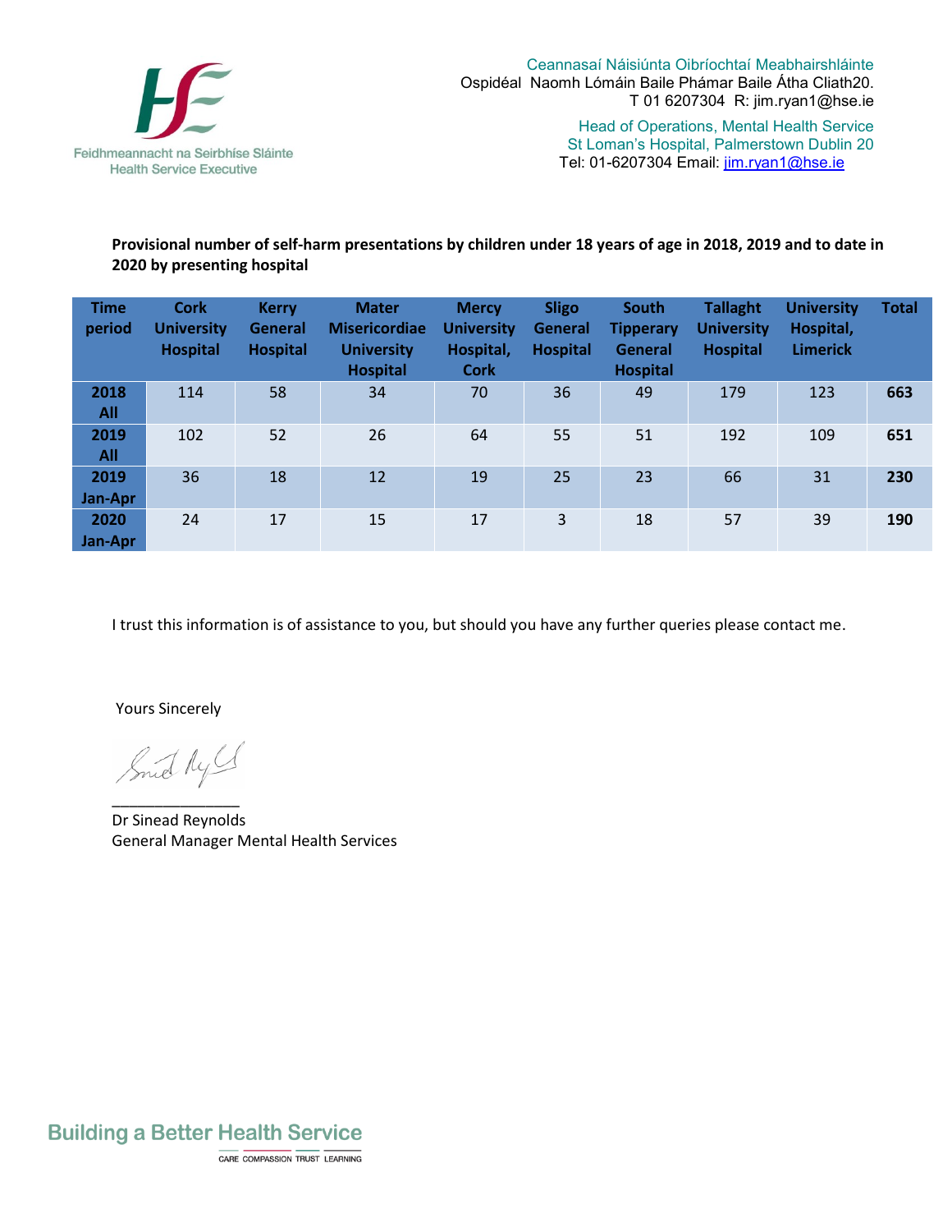Ceannasaí Náisiúnta Oibríochtaí Meabhairshláinte
Ospidéal Naomh Lómáin Baile Phámar Baile Átha Cliath20.
T 01 6207304 R: jim.ryan1@hse.ie

Head of Operations, Mental Health Service
St Loman's Hospital, Palmerstown Dublin 20
Tel: 01-6207304 Email: jim.ryan1@hse.ie

**Provisional number of self-harm presentations by children under 18 years of age in 2018, 2019 and to date in 2020 by presenting hospital**

| Time period | Cork University Hospital | Kerry General Hospital | Mater Misericordiae University Hospital | Mercy University Hospital, Cork | Sligo General Hospital | South Tipperary General Hospital | Tallaght University Hospital | University Hospital, Limerick | Total |
|---|---|---|---|---|---|---|---|---|---|
| **2018 All** | 114 | 58 | 34 | 70 | 36 | 49 | 179 | 123 | **663** |
| **2019 All** | 102 | 52 | 26 | 64 | 55 | 51 | 192 | 109 | **651** |
| **2019 Jan-Apr** | 36 | 18 | 12 | 19 | 25 | 23 | 66 | 31 | **230** |
| **2020 Jan-Apr** | 24 | 17 | 15 | 17 | 3 | 18 | 57 | 39 | **190** |

I trust this information is of assistance to you, but should you have any further queries please contact me.

Yours Sincerely

_______________
Dr Sinead Reynolds
General Manager Mental Health Services

Building a Better Health Service
CARE COMPASSION TRUST LEARNING